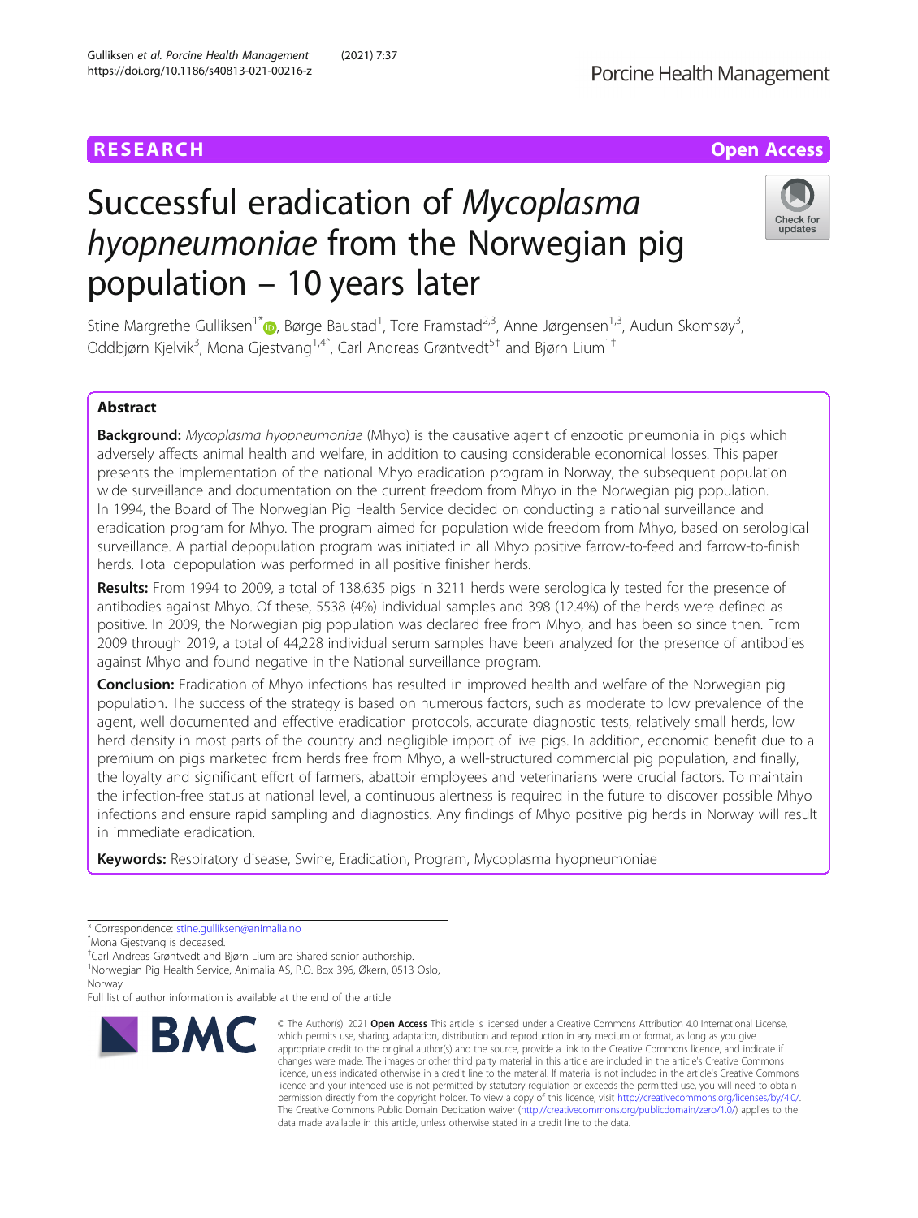RESEARCH Open Access

# Successful eradication of *Mycoplasma hyopneumoniae* from the Norwegian pig population – 10 years later

Stine Margrethe Gulliksen[1*], Børge Baustad[1], Tore Framstad[2,3], Anne Jørgensen[1,3], Audun Skomsøy[3], Oddbjørn Kjelvik[3], Mona Gjestvang[1,4^], Carl Andreas Grøntvedt[5†] and Bjørn Lium[1†]

## Abstract

**Background:** *Mycoplasma hyopneumoniae* (Mhyo) is the causative agent of enzootic pneumonia in pigs which adversely affects animal health and welfare, in addition to causing considerable economical losses. This paper presents the implementation of the national Mhyo eradication program in Norway, the subsequent population wide surveillance and documentation on the current freedom from Mhyo in the Norwegian pig population. In 1994, the Board of The Norwegian Pig Health Service decided on conducting a national surveillance and eradication program for Mhyo. The program aimed for population wide freedom from Mhyo, based on serological surveillance. A partial depopulation program was initiated in all Mhyo positive farrow-to-feed and farrow-to-finish herds. Total depopulation was performed in all positive finisher herds.

**Results:** From 1994 to 2009, a total of 138,635 pigs in 3211 herds were serologically tested for the presence of antibodies against Mhyo. Of these, 5538 (4%) individual samples and 398 (12.4%) of the herds were defined as positive. In 2009, the Norwegian pig population was declared free from Mhyo, and has been so since then. From 2009 through 2019, a total of 44,228 individual serum samples have been analyzed for the presence of antibodies against Mhyo and found negative in the National surveillance program.

**Conclusion:** Eradication of Mhyo infections has resulted in improved health and welfare of the Norwegian pig population. The success of the strategy is based on numerous factors, such as moderate to low prevalence of the agent, well documented and effective eradication protocols, accurate diagnostic tests, relatively small herds, low herd density in most parts of the country and negligible import of live pigs. In addition, economic benefit due to a premium on pigs marketed from herds free from Mhyo, a well-structured commercial pig population, and finally, the loyalty and significant effort of farmers, abattoir employees and veterinarians were crucial factors. To maintain the infection-free status at national level, a continuous alertness is required in the future to discover possible Mhyo infections and ensure rapid sampling and diagnostics. Any findings of Mhyo positive pig herds in Norway will result in immediate eradication.

**Keywords:** Respiratory disease, Swine, Eradication, Program, Mycoplasma hyopneumoniae

\* Correspondence: stine.gulliksen@animalia.no
^Mona Gjestvang is deceased.
†Carl Andreas Grøntvedt and Bjørn Lium are Shared senior authorship.
[1]Norwegian Pig Health Service, Animalia AS, P.O. Box 396, Økern, 0513 Oslo, Norway
Full list of author information is available at the end of the article

© The Author(s). 2021 **Open Access** This article is licensed under a Creative Commons Attribution 4.0 International License, which permits use, sharing, adaptation, distribution and reproduction in any medium or format, as long as you give appropriate credit to the original author(s) and the source, provide a link to the Creative Commons licence, and indicate if changes were made. The images or other third party material in this article are included in the article's Creative Commons licence, unless indicated otherwise in a credit line to the material. If material is not included in the article's Creative Commons licence and your intended use is not permitted by statutory regulation or exceeds the permitted use, you will need to obtain permission directly from the copyright holder. To view a copy of this licence, visit http://creativecommons.org/licenses/by/4.0/. The Creative Commons Public Domain Dedication waiver (http://creativecommons.org/publicdomain/zero/1.0/) applies to the data made available in this article, unless otherwise stated in a credit line to the data.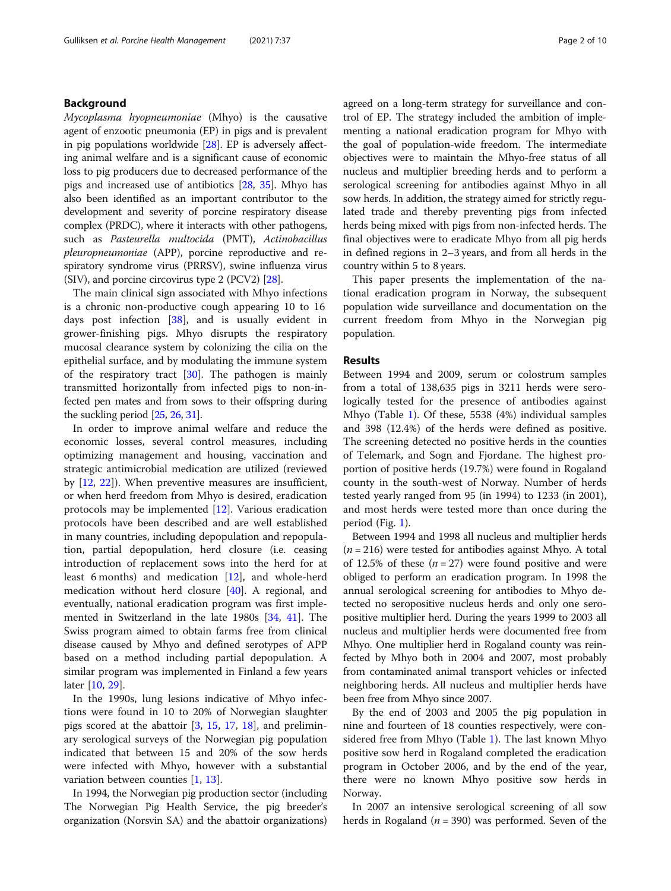## Background

*Mycoplasma hyopneumoniae* (Mhyo) is the causative agent of enzootic pneumonia (EP) in pigs and is prevalent in pig populations worldwide [28]. EP is adversely affecting animal welfare and is a significant cause of economic loss to pig producers due to decreased performance of the pigs and increased use of antibiotics [28, 35]. Mhyo has also been identified as an important contributor to the development and severity of porcine respiratory disease complex (PRDC), where it interacts with other pathogens, such as *Pasteurella multocida* (PMT), *Actinobacillus pleuropneumoniae* (APP), porcine reproductive and respiratory syndrome virus (PRRSV), swine influenza virus (SIV), and porcine circovirus type 2 (PCV2) [28].

The main clinical sign associated with Mhyo infections is a chronic non-productive cough appearing 10 to 16 days post infection [38], and is usually evident in grower-finishing pigs. Mhyo disrupts the respiratory mucosal clearance system by colonizing the cilia on the epithelial surface, and by modulating the immune system of the respiratory tract [30]. The pathogen is mainly transmitted horizontally from infected pigs to non-infected pen mates and from sows to their offspring during the suckling period [25, 26, 31].

In order to improve animal welfare and reduce the economic losses, several control measures, including optimizing management and housing, vaccination and strategic antimicrobial medication are utilized (reviewed by [12, 22]). When preventive measures are insufficient, or when herd freedom from Mhyo is desired, eradication protocols may be implemented [12]. Various eradication protocols have been described and are well established in many countries, including depopulation and repopulation, partial depopulation, herd closure (i.e. ceasing introduction of replacement sows into the herd for at least 6 months) and medication [12], and whole-herd medication without herd closure [40]. A regional, and eventually, national eradication program was first implemented in Switzerland in the late 1980s [34, 41]. The Swiss program aimed to obtain farms free from clinical disease caused by Mhyo and defined serotypes of APP based on a method including partial depopulation. A similar program was implemented in Finland a few years later [10, 29].

In the 1990s, lung lesions indicative of Mhyo infections were found in 10 to 20% of Norwegian slaughter pigs scored at the abattoir [3, 15, 17, 18], and preliminary serological surveys of the Norwegian pig population indicated that between 15 and 20% of the sow herds were infected with Mhyo, however with a substantial variation between counties [1, 13].

In 1994, the Norwegian pig production sector (including The Norwegian Pig Health Service, the pig breeder's organization (Norsvin SA) and the abattoir organizations) agreed on a long-term strategy for surveillance and control of EP. The strategy included the ambition of implementing a national eradication program for Mhyo with the goal of population-wide freedom. The intermediate objectives were to maintain the Mhyo-free status of all nucleus and multiplier breeding herds and to perform a serological screening for antibodies against Mhyo in all sow herds. In addition, the strategy aimed for strictly regulated trade and thereby preventing pigs from infected herds being mixed with pigs from non-infected herds. The final objectives were to eradicate Mhyo from all pig herds in defined regions in 2–3 years, and from all herds in the country within 5 to 8 years.

This paper presents the implementation of the national eradication program in Norway, the subsequent population wide surveillance and documentation on the current freedom from Mhyo in the Norwegian pig population.

## Results

Between 1994 and 2009, serum or colostrum samples from a total of 138,635 pigs in 3211 herds were serologically tested for the presence of antibodies against Mhyo (Table 1). Of these, 5538 (4%) individual samples and 398 (12.4%) of the herds were defined as positive. The screening detected no positive herds in the counties of Telemark, and Sogn and Fjordane. The highest proportion of positive herds (19.7%) were found in Rogaland county in the south-west of Norway. Number of herds tested yearly ranged from 95 (in 1994) to 1233 (in 2001), and most herds were tested more than once during the period (Fig. 1).

Between 1994 and 1998 all nucleus and multiplier herds ($n = 216$) were tested for antibodies against Mhyo. A total of 12.5% of these ($n = 27$) were found positive and were obliged to perform an eradication program. In 1998 the annual serological screening for antibodies to Mhyo detected no seropositive nucleus herds and only one seropositive multiplier herd. During the years 1999 to 2003 all nucleus and multiplier herds were documented free from Mhyo. One multiplier herd in Rogaland county was reinfected by Mhyo both in 2004 and 2007, most probably from contaminated animal transport vehicles or infected neighboring herds. All nucleus and multiplier herds have been free from Mhyo since 2007.

By the end of 2003 and 2005 the pig population in nine and fourteen of 18 counties respectively, were considered free from Mhyo (Table 1). The last known Mhyo positive sow herd in Rogaland completed the eradication program in October 2006, and by the end of the year, there were no known Mhyo positive sow herds in Norway.

In 2007 an intensive serological screening of all sow herds in Rogaland ($n = 390$) was performed. Seven of the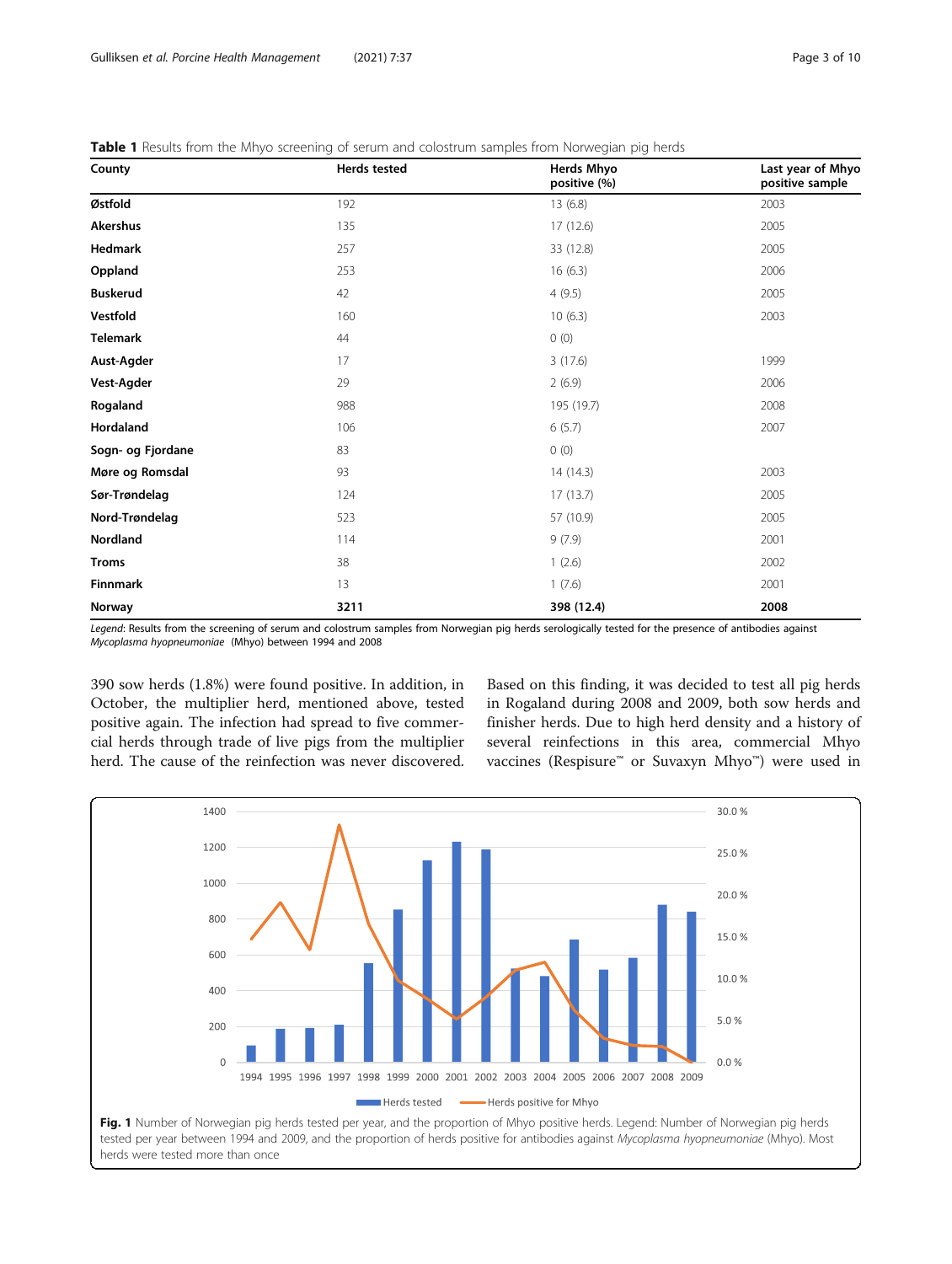**Table 1** Results from the Mhyo screening of serum and colostrum samples from Norwegian pig herds

| County | Herds tested | Herds Mhyo positive (%) | Last year of Mhyo positive sample |
|---|---|---|---|
| **Østfold** | 192 | 13 (6.8) | 2003 |
| **Akershus** | 135 | 17 (12.6) | 2005 |
| **Hedmark** | 257 | 33 (12.8) | 2005 |
| **Oppland** | 253 | 16 (6.3) | 2006 |
| **Buskerud** | 42 | 4 (9.5) | 2005 |
| **Vestfold** | 160 | 10 (6.3) | 2003 |
| **Telemark** | 44 | 0 (0) | |
| **Aust-Agder** | 17 | 3 (17.6) | 1999 |
| **Vest-Agder** | 29 | 2 (6.9) | 2006 |
| **Rogaland** | 988 | 195 (19.7) | 2008 |
| **Hordaland** | 106 | 6 (5.7) | 2007 |
| **Sogn- og Fjordane** | 83 | 0 (0) | |
| **Møre og Romsdal** | 93 | 14 (14.3) | 2003 |
| **Sør-Trøndelag** | 124 | 17 (13.7) | 2005 |
| **Nord-Trøndelag** | 523 | 57 (10.9) | 2005 |
| **Nordland** | 114 | 9 (7.9) | 2001 |
| **Troms** | 38 | 1 (2.6) | 2002 |
| **Finnmark** | 13 | 1 (7.6) | 2001 |
| **Norway** | **3211** | **398 (12.4)** | **2008** |

*Legend*: Results from the screening of serum and colostrum samples from Norwegian pig herds serologically tested for the presence of antibodies against *Mycoplasma hyopneumoniae* (Mhyo) between 1994 and 2008

390 sow herds (1.8%) were found positive. In addition, in October, the multiplier herd, mentioned above, tested positive again. The infection had spread to five commercial herds through trade of live pigs from the multiplier herd. The cause of the reinfection was never discovered. Based on this finding, it was decided to test all pig herds in Rogaland during 2008 and 2009, both sow herds and finisher herds. Due to high herd density and a history of several reinfections in this area, commercial Mhyo vaccines (Respisure™ or Suvaxyn Mhyo™) were used in

**Fig. 1** Number of Norwegian pig herds tested per year, and the proportion of Mhyo positive herds. Legend: Number of Norwegian pig herds tested per year between 1994 and 2009, and the proportion of herds positive for antibodies against *Mycoplasma hyopneumoniae* (Mhyo). Most herds were tested more than once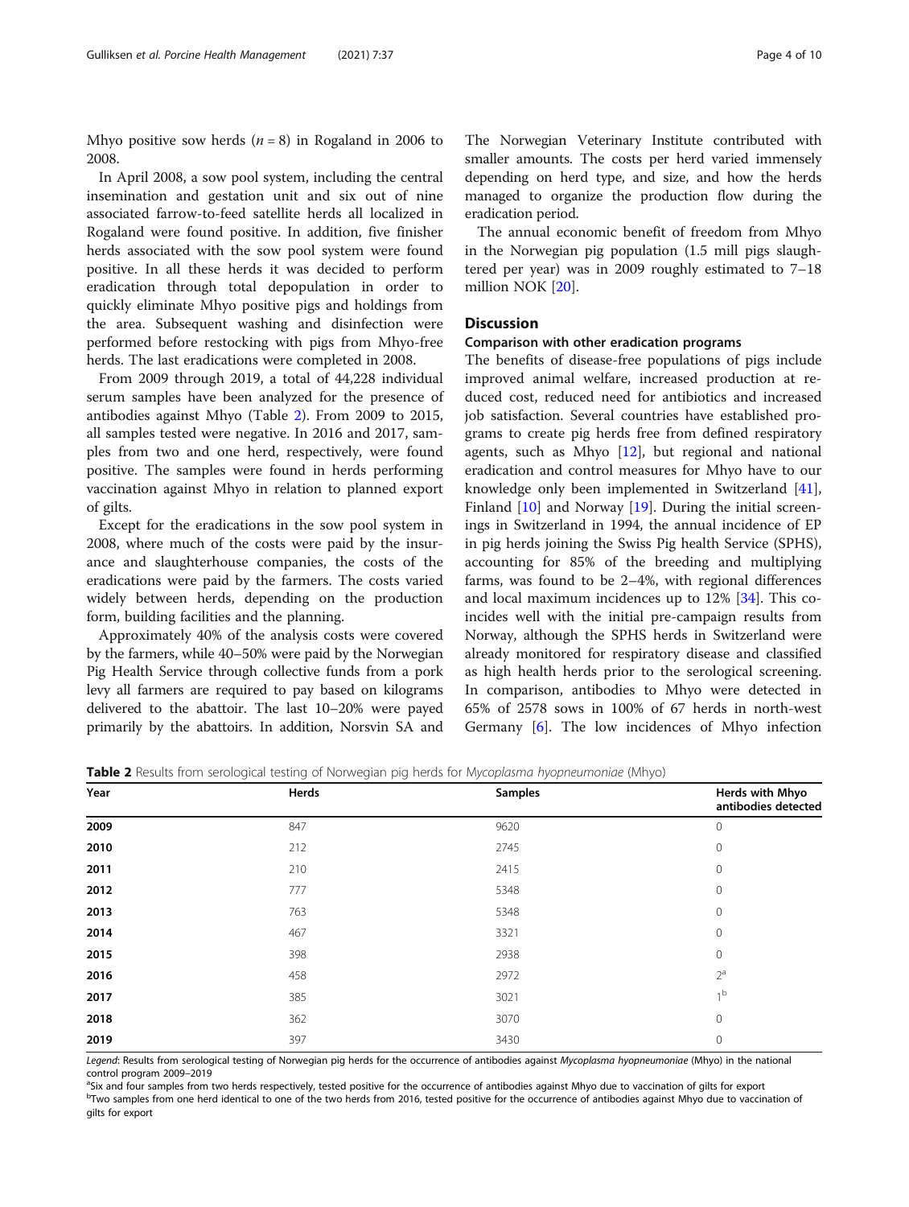Mhyo positive sow herds ($n = 8$) in Rogaland in 2006 to 2008.

In April 2008, a sow pool system, including the central insemination and gestation unit and six out of nine associated farrow-to-feed satellite herds all localized in Rogaland were found positive. In addition, five finisher herds associated with the sow pool system were found positive. In all these herds it was decided to perform eradication through total depopulation in order to quickly eliminate Mhyo positive pigs and holdings from the area. Subsequent washing and disinfection were performed before restocking with pigs from Mhyo-free herds. The last eradications were completed in 2008.

From 2009 through 2019, a total of 44,228 individual serum samples have been analyzed for the presence of antibodies against Mhyo (Table 2). From 2009 to 2015, all samples tested were negative. In 2016 and 2017, samples from two and one herd, respectively, were found positive. The samples were found in herds performing vaccination against Mhyo in relation to planned export of gilts.

Except for the eradications in the sow pool system in 2008, where much of the costs were paid by the insurance and slaughterhouse companies, the costs of the eradications were paid by the farmers. The costs varied widely between herds, depending on the production form, building facilities and the planning.

Approximately 40% of the analysis costs were covered by the farmers, while 40–50% were paid by the Norwegian Pig Health Service through collective funds from a pork levy all farmers are required to pay based on kilograms delivered to the abattoir. The last 10–20% were payed primarily by the abattoirs. In addition, Norsvin SA and The Norwegian Veterinary Institute contributed with smaller amounts. The costs per herd varied immensely depending on herd type, and size, and how the herds managed to organize the production flow during the eradication period.

The annual economic benefit of freedom from Mhyo in the Norwegian pig population (1.5 mill pigs slaughtered per year) was in 2009 roughly estimated to 7–18 million NOK [20].

## Discussion

### Comparison with other eradication programs

The benefits of disease-free populations of pigs include improved animal welfare, increased production at reduced cost, reduced need for antibiotics and increased job satisfaction. Several countries have established programs to create pig herds free from defined respiratory agents, such as Mhyo [12], but regional and national eradication and control measures for Mhyo have to our knowledge only been implemented in Switzerland [41], Finland [10] and Norway [19]. During the initial screenings in Switzerland in 1994, the annual incidence of EP in pig herds joining the Swiss Pig health Service (SPHS), accounting for 85% of the breeding and multiplying farms, was found to be 2–4%, with regional differences and local maximum incidences up to 12% [34]. This coincides well with the initial pre-campaign results from Norway, although the SPHS herds in Switzerland were already monitored for respiratory disease and classified as high health herds prior to the serological screening. In comparison, antibodies to Mhyo were detected in 65% of 2578 sows in 100% of 67 herds in north-west Germany [6]. The low incidences of Mhyo infection

**Table 2** Results from serological testing of Norwegian pig herds for *Mycoplasma hyopneumoniae* (Mhyo)

| Year | Herds | Samples | Herds with Mhyo antibodies detected |
|---|---|---|---|
| **2009** | 847 | 9620 | 0 |
| **2010** | 212 | 2745 | 0 |
| **2011** | 210 | 2415 | 0 |
| **2012** | 777 | 5348 | 0 |
| **2013** | 763 | 5348 | 0 |
| **2014** | 467 | 3321 | 0 |
| **2015** | 398 | 2938 | 0 |
| **2016** | 458 | 2972 | 2[a] |
| **2017** | 385 | 3021 | 1[b] |
| **2018** | 362 | 3070 | 0 |
| **2019** | 397 | 3430 | 0 |

*Legend*: Results from serological testing of Norwegian pig herds for the occurrence of antibodies against *Mycoplasma hyopneumoniae* (Mhyo) in the national control program 2009–2019

[a]Six and four samples from two herds respectively, tested positive for the occurrence of antibodies against Mhyo due to vaccination of gilts for export

[b]Two samples from one herd identical to one of the two herds from 2016, tested positive for the occurrence of antibodies against Mhyo due to vaccination of gilts for export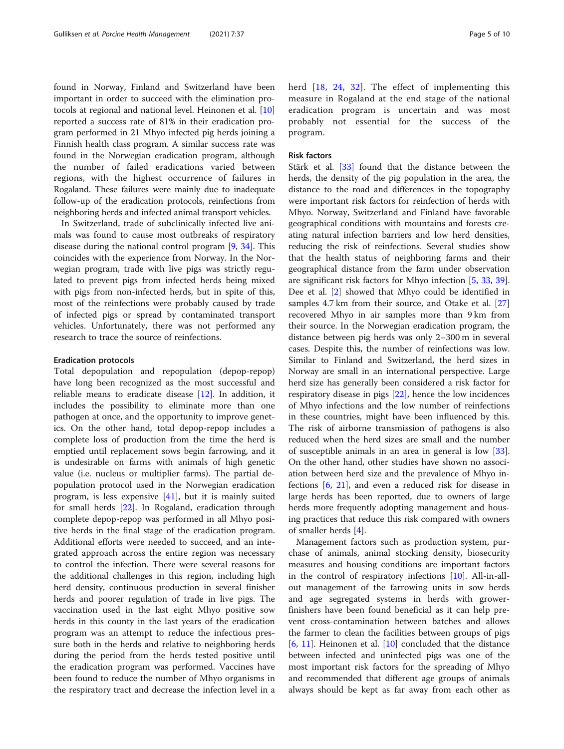found in Norway, Finland and Switzerland have been important in order to succeed with the elimination protocols at regional and national level. Heinonen et al. [10] reported a success rate of 81% in their eradication program performed in 21 Mhyo infected pig herds joining a Finnish health class program. A similar success rate was found in the Norwegian eradication program, although the number of failed eradications varied between regions, with the highest occurrence of failures in Rogaland. These failures were mainly due to inadequate follow-up of the eradication protocols, reinfections from neighboring herds and infected animal transport vehicles.

In Switzerland, trade of subclinically infected live animals was found to cause most outbreaks of respiratory disease during the national control program [9, 34]. This coincides with the experience from Norway. In the Norwegian program, trade with live pigs was strictly regulated to prevent pigs from infected herds being mixed with pigs from non-infected herds, but in spite of this, most of the reinfections were probably caused by trade of infected pigs or spread by contaminated transport vehicles. Unfortunately, there was not performed any research to trace the source of reinfections.

### Eradication protocols

Total depopulation and repopulation (depop-repop) have long been recognized as the most successful and reliable means to eradicate disease [12]. In addition, it includes the possibility to eliminate more than one pathogen at once, and the opportunity to improve genetics. On the other hand, total depop-repop includes a complete loss of production from the time the herd is emptied until replacement sows begin farrowing, and it is undesirable on farms with animals of high genetic value (i.e. nucleus or multiplier farms). The partial depopulation protocol used in the Norwegian eradication program, is less expensive [41], but it is mainly suited for small herds [22]. In Rogaland, eradication through complete depop-repop was performed in all Mhyo positive herds in the final stage of the eradication program. Additional efforts were needed to succeed, and an integrated approach across the entire region was necessary to control the infection. There were several reasons for the additional challenges in this region, including high herd density, continuous production in several finisher herds and poorer regulation of trade in live pigs. The vaccination used in the last eight Mhyo positive sow herds in this county in the last years of the eradication program was an attempt to reduce the infectious pressure both in the herds and relative to neighboring herds during the period from the herds tested positive until the eradication program was performed. Vaccines have been found to reduce the number of Mhyo organisms in the respiratory tract and decrease the infection level in a herd [18, 24, 32]. The effect of implementing this measure in Rogaland at the end stage of the national eradication program is uncertain and was most probably not essential for the success of the program.

### Risk factors

Stärk et al. [33] found that the distance between the herds, the density of the pig population in the area, the distance to the road and differences in the topography were important risk factors for reinfection of herds with Mhyo. Norway, Switzerland and Finland have favorable geographical conditions with mountains and forests creating natural infection barriers and low herd densities, reducing the risk of reinfections. Several studies show that the health status of neighboring farms and their geographical distance from the farm under observation are significant risk factors for Mhyo infection [5, 33, 39]. Dee et al. [2] showed that Mhyo could be identified in samples 4.7 km from their source, and Otake et al. [27] recovered Mhyo in air samples more than 9 km from their source. In the Norwegian eradication program, the distance between pig herds was only 2–300 m in several cases. Despite this, the number of reinfections was low. Similar to Finland and Switzerland, the herd sizes in Norway are small in an international perspective. Large herd size has generally been considered a risk factor for respiratory disease in pigs [22], hence the low incidences of Mhyo infections and the low number of reinfections in these countries, might have been influenced by this. The risk of airborne transmission of pathogens is also reduced when the herd sizes are small and the number of susceptible animals in an area in general is low [33]. On the other hand, other studies have shown no association between herd size and the prevalence of Mhyo infections [6, 21], and even a reduced risk for disease in large herds has been reported, due to owners of large herds more frequently adopting management and housing practices that reduce this risk compared with owners of smaller herds [4].

Management factors such as production system, purchase of animals, animal stocking density, biosecurity measures and housing conditions are important factors in the control of respiratory infections [10]. All-in-all-out management of the farrowing units in sow herds and age segregated systems in herds with grower-finishers have been found beneficial as it can help prevent cross-contamination between batches and allows the farmer to clean the facilities between groups of pigs [6, 11]. Heinonen et al. [10] concluded that the distance between infected and uninfected pigs was one of the most important risk factors for the spreading of Mhyo and recommended that different age groups of animals always should be kept as far away from each other as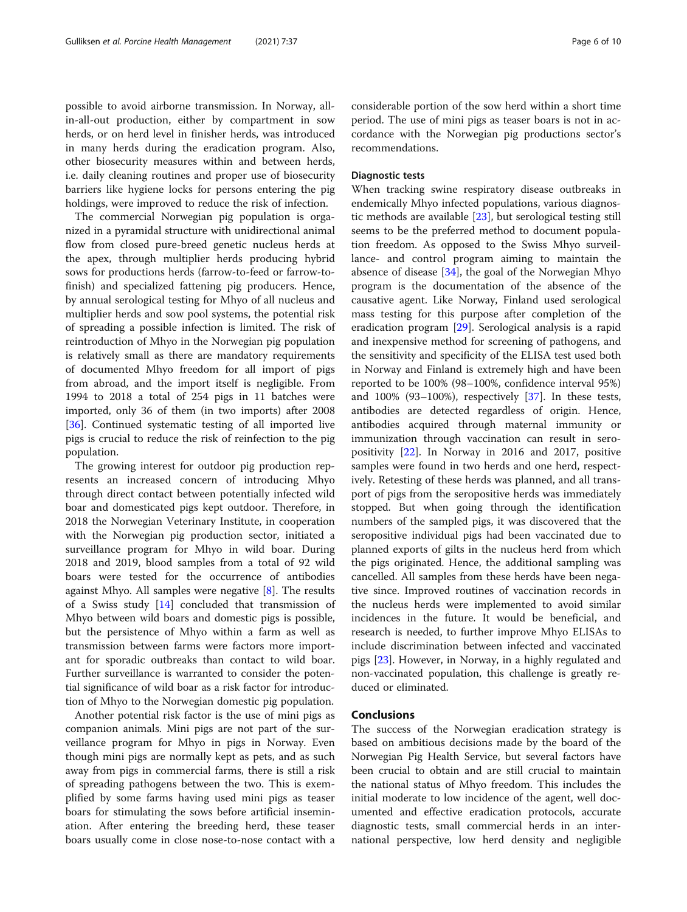possible to avoid airborne transmission. In Norway, all-in-all-out production, either by compartment in sow herds, or on herd level in finisher herds, was introduced in many herds during the eradication program. Also, other biosecurity measures within and between herds, i.e. daily cleaning routines and proper use of biosecurity barriers like hygiene locks for persons entering the pig holdings, were improved to reduce the risk of infection.

The commercial Norwegian pig population is organized in a pyramidal structure with unidirectional animal flow from closed pure-breed genetic nucleus herds at the apex, through multiplier herds producing hybrid sows for productions herds (farrow-to-feed or farrow-to-finish) and specialized fattening pig producers. Hence, by annual serological testing for Mhyo of all nucleus and multiplier herds and sow pool systems, the potential risk of spreading a possible infection is limited. The risk of reintroduction of Mhyo in the Norwegian pig population is relatively small as there are mandatory requirements of documented Mhyo freedom for all import of pigs from abroad, and the import itself is negligible. From 1994 to 2018 a total of 254 pigs in 11 batches were imported, only 36 of them (in two imports) after 2008 [36]. Continued systematic testing of all imported live pigs is crucial to reduce the risk of reinfection to the pig population.

The growing interest for outdoor pig production represents an increased concern of introducing Mhyo through direct contact between potentially infected wild boar and domesticated pigs kept outdoor. Therefore, in 2018 the Norwegian Veterinary Institute, in cooperation with the Norwegian pig production sector, initiated a surveillance program for Mhyo in wild boar. During 2018 and 2019, blood samples from a total of 92 wild boars were tested for the occurrence of antibodies against Mhyo. All samples were negative [8]. The results of a Swiss study [14] concluded that transmission of Mhyo between wild boars and domestic pigs is possible, but the persistence of Mhyo within a farm as well as transmission between farms were factors more important for sporadic outbreaks than contact to wild boar. Further surveillance is warranted to consider the potential significance of wild boar as a risk factor for introduction of Mhyo to the Norwegian domestic pig population.

Another potential risk factor is the use of mini pigs as companion animals. Mini pigs are not part of the surveillance program for Mhyo in pigs in Norway. Even though mini pigs are normally kept as pets, and as such away from pigs in commercial farms, there is still a risk of spreading pathogens between the two. This is exemplified by some farms having used mini pigs as teaser boars for stimulating the sows before artificial insemination. After entering the breeding herd, these teaser boars usually come in close nose-to-nose contact with a considerable portion of the sow herd within a short time period. The use of mini pigs as teaser boars is not in accordance with the Norwegian pig productions sector's recommendations.

### Diagnostic tests

When tracking swine respiratory disease outbreaks in endemically Mhyo infected populations, various diagnostic methods are available [23], but serological testing still seems to be the preferred method to document population freedom. As opposed to the Swiss Mhyo surveillance- and control program aiming to maintain the absence of disease [34], the goal of the Norwegian Mhyo program is the documentation of the absence of the causative agent. Like Norway, Finland used serological mass testing for this purpose after completion of the eradication program [29]. Serological analysis is a rapid and inexpensive method for screening of pathogens, and the sensitivity and specificity of the ELISA test used both in Norway and Finland is extremely high and have been reported to be 100% (98–100%, confidence interval 95%) and 100% (93–100%), respectively [37]. In these tests, antibodies are detected regardless of origin. Hence, antibodies acquired through maternal immunity or immunization through vaccination can result in seropositivity [22]. In Norway in 2016 and 2017, positive samples were found in two herds and one herd, respectively. Retesting of these herds was planned, and all transport of pigs from the seropositive herds was immediately stopped. But when going through the identification numbers of the sampled pigs, it was discovered that the seropositive individual pigs had been vaccinated due to planned exports of gilts in the nucleus herd from which the pigs originated. Hence, the additional sampling was cancelled. All samples from these herds have been negative since. Improved routines of vaccination records in the nucleus herds were implemented to avoid similar incidences in the future. It would be beneficial, and research is needed, to further improve Mhyo ELISAs to include discrimination between infected and vaccinated pigs [23]. However, in Norway, in a highly regulated and non-vaccinated population, this challenge is greatly reduced or eliminated.

## Conclusions

The success of the Norwegian eradication strategy is based on ambitious decisions made by the board of the Norwegian Pig Health Service, but several factors have been crucial to obtain and are still crucial to maintain the national status of Mhyo freedom. This includes the initial moderate to low incidence of the agent, well documented and effective eradication protocols, accurate diagnostic tests, small commercial herds in an international perspective, low herd density and negligible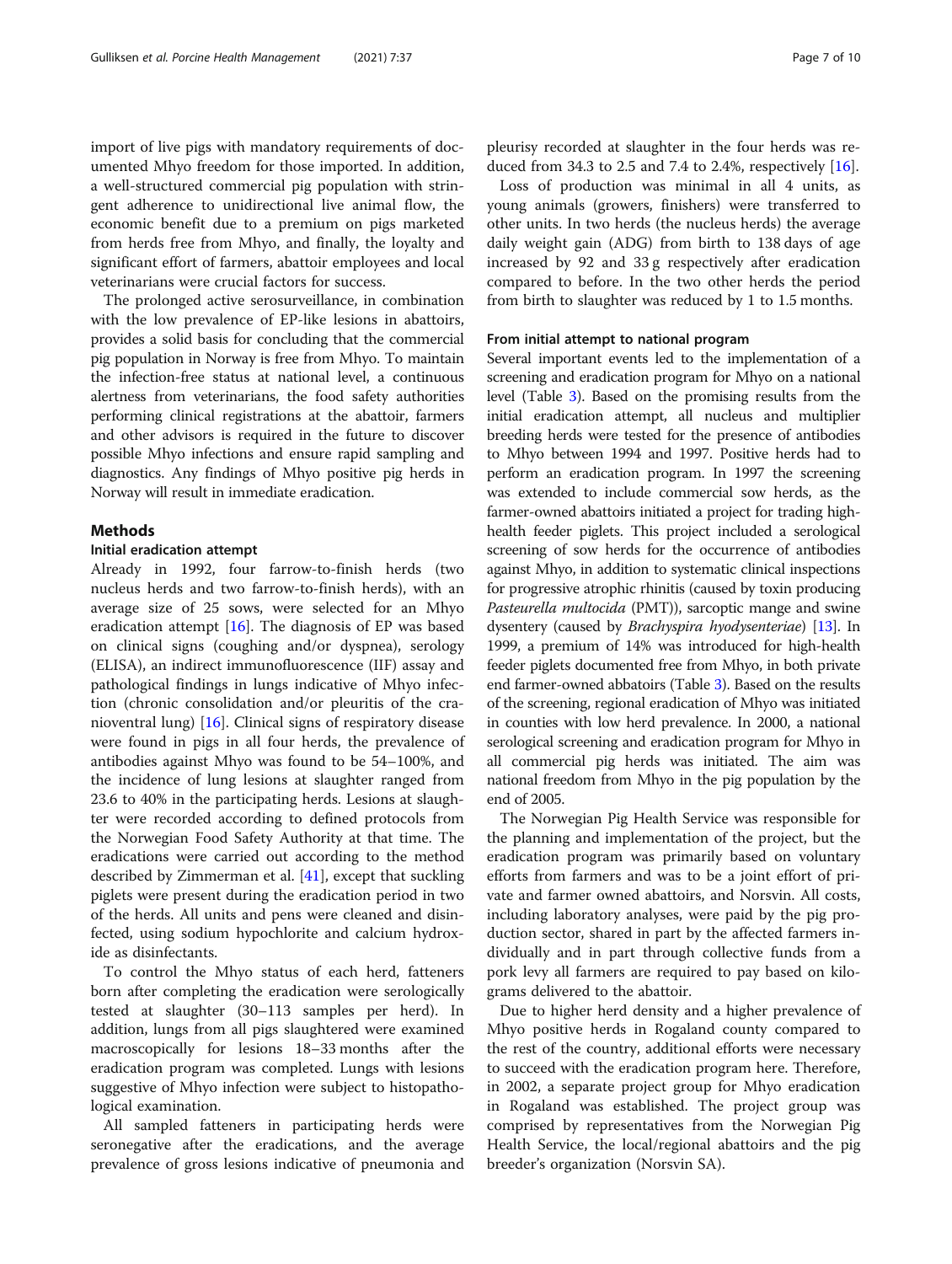import of live pigs with mandatory requirements of documented Mhyo freedom for those imported. In addition, a well-structured commercial pig population with stringent adherence to unidirectional live animal flow, the economic benefit due to a premium on pigs marketed from herds free from Mhyo, and finally, the loyalty and significant effort of farmers, abattoir employees and local veterinarians were crucial factors for success.

The prolonged active serosurveillance, in combination with the low prevalence of EP-like lesions in abattoirs, provides a solid basis for concluding that the commercial pig population in Norway is free from Mhyo. To maintain the infection-free status at national level, a continuous alertness from veterinarians, the food safety authorities performing clinical registrations at the abattoir, farmers and other advisors is required in the future to discover possible Mhyo infections and ensure rapid sampling and diagnostics. Any findings of Mhyo positive pig herds in Norway will result in immediate eradication.

## Methods

### Initial eradication attempt

Already in 1992, four farrow-to-finish herds (two nucleus herds and two farrow-to-finish herds), with an average size of 25 sows, were selected for an Mhyo eradication attempt [16]. The diagnosis of EP was based on clinical signs (coughing and/or dyspnea), serology (ELISA), an indirect immunofluorescence (IIF) assay and pathological findings in lungs indicative of Mhyo infection (chronic consolidation and/or pleuritis of the cranioventral lung) [16]. Clinical signs of respiratory disease were found in pigs in all four herds, the prevalence of antibodies against Mhyo was found to be 54–100%, and the incidence of lung lesions at slaughter ranged from 23.6 to 40% in the participating herds. Lesions at slaughter were recorded according to defined protocols from the Norwegian Food Safety Authority at that time. The eradications were carried out according to the method described by Zimmerman et al. [41], except that suckling piglets were present during the eradication period in two of the herds. All units and pens were cleaned and disinfected, using sodium hypochlorite and calcium hydroxide as disinfectants.

To control the Mhyo status of each herd, fatteners born after completing the eradication were serologically tested at slaughter (30–113 samples per herd). In addition, lungs from all pigs slaughtered were examined macroscopically for lesions 18–33 months after the eradication program was completed. Lungs with lesions suggestive of Mhyo infection were subject to histopathological examination.

All sampled fatteners in participating herds were seronegative after the eradications, and the average prevalence of gross lesions indicative of pneumonia and pleurisy recorded at slaughter in the four herds was reduced from 34.3 to 2.5 and 7.4 to 2.4%, respectively [16].

Loss of production was minimal in all 4 units, as young animals (growers, finishers) were transferred to other units. In two herds (the nucleus herds) the average daily weight gain (ADG) from birth to 138 days of age increased by 92 and 33 g respectively after eradication compared to before. In the two other herds the period from birth to slaughter was reduced by 1 to 1.5 months.

### From initial attempt to national program

Several important events led to the implementation of a screening and eradication program for Mhyo on a national level (Table 3). Based on the promising results from the initial eradication attempt, all nucleus and multiplier breeding herds were tested for the presence of antibodies to Mhyo between 1994 and 1997. Positive herds had to perform an eradication program. In 1997 the screening was extended to include commercial sow herds, as the farmer-owned abattoirs initiated a project for trading high-health feeder piglets. This project included a serological screening of sow herds for the occurrence of antibodies against Mhyo, in addition to systematic clinical inspections for progressive atrophic rhinitis (caused by toxin producing *Pasteurella multocida* (PMT)), sarcoptic mange and swine dysentery (caused by *Brachyspira hyodysenteriae*) [13]. In 1999, a premium of 14% was introduced for high-health feeder piglets documented free from Mhyo, in both private end farmer-owned abbatoirs (Table 3). Based on the results of the screening, regional eradication of Mhyo was initiated in counties with low herd prevalence. In 2000, a national serological screening and eradication program for Mhyo in all commercial pig herds was initiated. The aim was national freedom from Mhyo in the pig population by the end of 2005.

The Norwegian Pig Health Service was responsible for the planning and implementation of the project, but the eradication program was primarily based on voluntary efforts from farmers and was to be a joint effort of private and farmer owned abattoirs, and Norsvin. All costs, including laboratory analyses, were paid by the pig production sector, shared in part by the affected farmers individually and in part through collective funds from a pork levy all farmers are required to pay based on kilograms delivered to the abattoir.

Due to higher herd density and a higher prevalence of Mhyo positive herds in Rogaland county compared to the rest of the country, additional efforts were necessary to succeed with the eradication program here. Therefore, in 2002, a separate project group for Mhyo eradication in Rogaland was established. The project group was comprised by representatives from the Norwegian Pig Health Service, the local/regional abattoirs and the pig breeder's organization (Norsvin SA).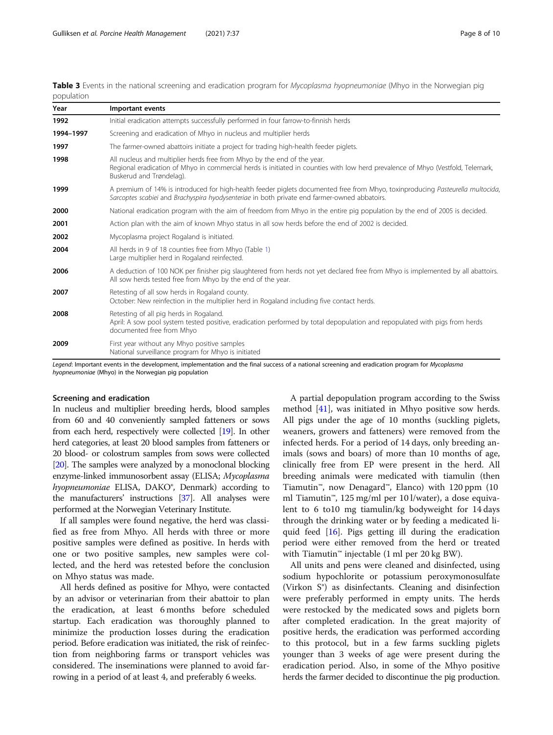**Table 3** Events in the national screening and eradication program for *Mycoplasma hyopneumoniae* (Mhyo in the Norwegian pig population

| Year | Important events |
|---|---|
| **1992** | Initial eradication attempts successfully performed in four farrow-to-finnish herds |
| **1994–1997** | Screening and eradication of Mhyo in nucleus and multiplier herds |
| **1997** | The farmer-owned abattoirs initiate a project for trading high-health feeder piglets. |
| **1998** | All nucleus and multiplier herds free from Mhyo by the end of the year.<br>Regional eradication of Mhyo in commercial herds is initiated in counties with low herd prevalence of Mhyo (Vestfold, Telemark, Buskerud and Trøndelag). |
| **1999** | A premium of 14% is introduced for high-health feeder piglets documented free from Mhyo, toxinproducing *Pasteurella multocida*, *Sarcoptes scabiei* and *Brachyspira hyodysenteriae* in both private end farmer-owned abbatoirs. |
| **2000** | National eradication program with the aim of freedom from Mhyo in the entire pig population by the end of 2005 is decided. |
| **2001** | Action plan with the aim of known Mhyo status in all sow herds before the end of 2002 is decided. |
| **2002** | Mycoplasma project Rogaland is initiated. |
| **2004** | All herds in 9 of 18 counties free from Mhyo (Table 1)<br>Large multiplier herd in Rogaland reinfected. |
| **2006** | A deduction of 100 NOK per finisher pig slaughtered from herds not yet declared free from Mhyo is implemented by all abattoirs.<br>All sow herds tested free from Mhyo by the end of the year. |
| **2007** | Retesting of all sow herds in Rogaland county.<br>October: New reinfection in the multiplier herd in Rogaland including five contact herds. |
| **2008** | Retesting of all pig herds in Rogaland.<br>April: A sow pool system tested positive, eradication performed by total depopulation and repopulated with pigs from herds documented free from Mhyo |
| **2009** | First year without any Mhyo positive samples<br>National surveillance program for Mhyo is initiated |

*Legend*: Important events in the development, implementation and the final success of a national screening and eradication program for *Mycoplasma hyopneumoniae* (Mhyo) in the Norwegian pig population

### Screening and eradication

In nucleus and multiplier breeding herds, blood samples from 60 and 40 conveniently sampled fatteners or sows from each herd, respectively were collected [19]. In other herd categories, at least 20 blood samples from fatteners or 20 blood- or colostrum samples from sows were collected [20]. The samples were analyzed by a monoclonal blocking enzyme-linked immunosorbent assay (ELISA; *Mycoplasma hyopneumoniae* ELISA, DAKO®, Denmark) according to the manufacturers' instructions [37]. All analyses were performed at the Norwegian Veterinary Institute.

If all samples were found negative, the herd was classified as free from Mhyo. All herds with three or more positive samples were defined as positive. In herds with one or two positive samples, new samples were collected, and the herd was retested before the conclusion on Mhyo status was made.

All herds defined as positive for Mhyo, were contacted by an advisor or veterinarian from their abattoir to plan the eradication, at least 6 months before scheduled startup. Each eradication was thoroughly planned to minimize the production losses during the eradication period. Before eradication was initiated, the risk of reinfection from neighboring farms or transport vehicles was considered. The inseminations were planned to avoid farrowing in a period of at least 4, and preferably 6 weeks.

A partial depopulation program according to the Swiss method [41], was initiated in Mhyo positive sow herds. All pigs under the age of 10 months (suckling piglets, weaners, growers and fatteners) were removed from the infected herds. For a period of 14 days, only breeding animals (sows and boars) of more than 10 months of age, clinically free from EP were present in the herd. All breeding animals were medicated with tiamulin (then Tiamutin™, now Denagard™, Elanco) with 120 ppm (10 ml Tiamutin™, 125 mg/ml per 10 l/water), a dose equivalent to 6 to10 mg tiamulin/kg bodyweight for 14 days through the drinking water or by feeding a medicated liquid feed [16]. Pigs getting ill during the eradication period were either removed from the herd or treated with Tiamutin™ injectable (1 ml per 20 kg BW).

All units and pens were cleaned and disinfected, using sodium hypochlorite or potassium peroxymonosulfate (Virkon S®) as disinfectants. Cleaning and disinfection were preferably performed in empty units. The herds were restocked by the medicated sows and piglets born after completed eradication. In the great majority of positive herds, the eradication was performed according to this protocol, but in a few farms suckling piglets younger than 3 weeks of age were present during the eradication period. Also, in some of the Mhyo positive herds the farmer decided to discontinue the pig production.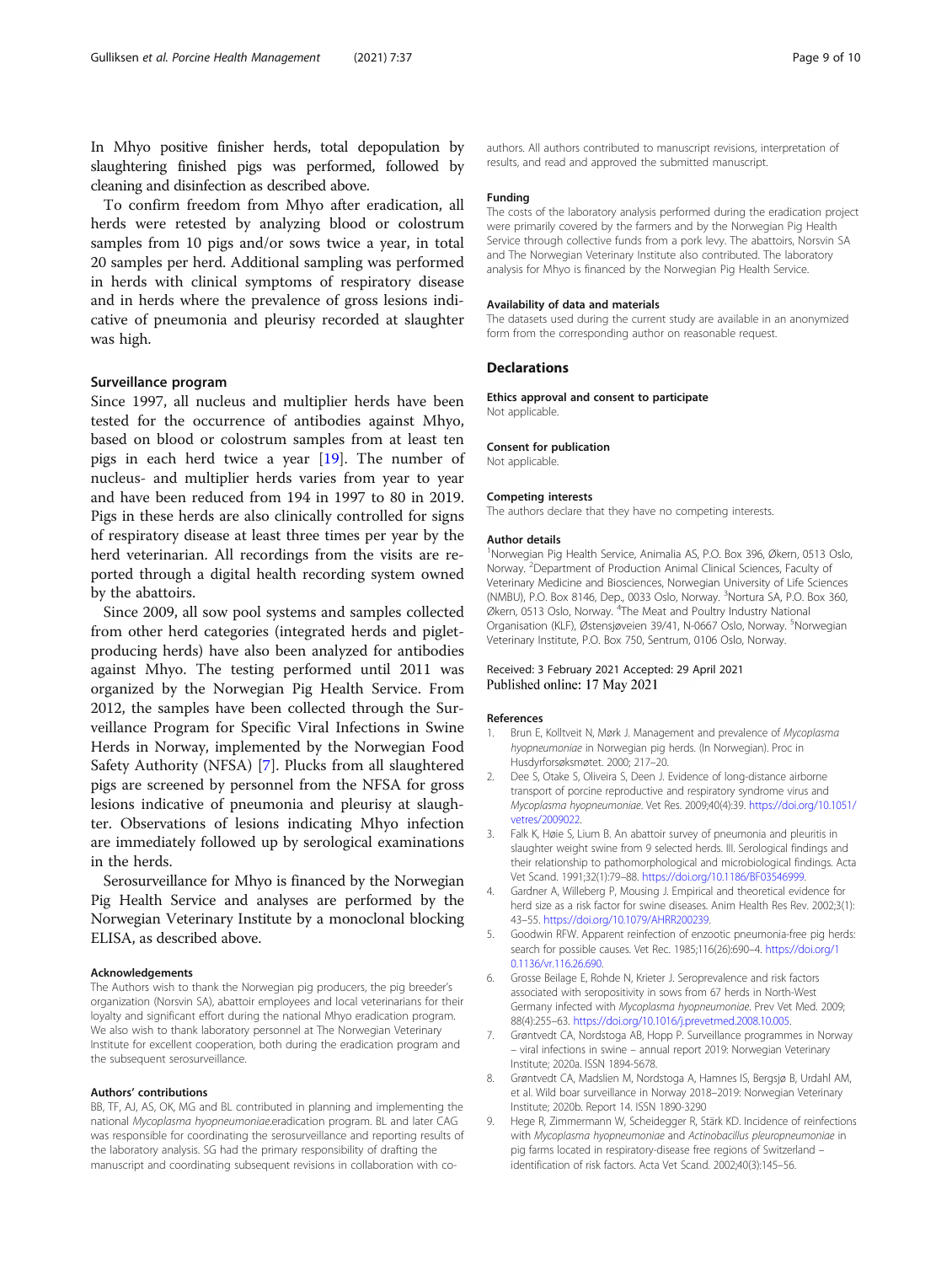In Mhyo positive finisher herds, total depopulation by slaughtering finished pigs was performed, followed by cleaning and disinfection as described above.

To confirm freedom from Mhyo after eradication, all herds were retested by analyzing blood or colostrum samples from 10 pigs and/or sows twice a year, in total 20 samples per herd. Additional sampling was performed in herds with clinical symptoms of respiratory disease and in herds where the prevalence of gross lesions indicative of pneumonia and pleurisy recorded at slaughter was high.

### Surveillance program

Since 1997, all nucleus and multiplier herds have been tested for the occurrence of antibodies against Mhyo, based on blood or colostrum samples from at least ten pigs in each herd twice a year [19]. The number of nucleus- and multiplier herds varies from year to year and have been reduced from 194 in 1997 to 80 in 2019. Pigs in these herds are also clinically controlled for signs of respiratory disease at least three times per year by the herd veterinarian. All recordings from the visits are reported through a digital health recording system owned by the abattoirs.

Since 2009, all sow pool systems and samples collected from other herd categories (integrated herds and piglet-producing herds) have also been analyzed for antibodies against Mhyo. The testing performed until 2011 was organized by the Norwegian Pig Health Service. From 2012, the samples have been collected through the Surveillance Program for Specific Viral Infections in Swine Herds in Norway, implemented by the Norwegian Food Safety Authority (NFSA) [7]. Plucks from all slaughtered pigs are screened by personnel from the NFSA for gross lesions indicative of pneumonia and pleurisy at slaughter. Observations of lesions indicating Mhyo infection are immediately followed up by serological examinations in the herds.

Serosurveillance for Mhyo is financed by the Norwegian Pig Health Service and analyses are performed by the Norwegian Veterinary Institute by a monoclonal blocking ELISA, as described above.

#### Acknowledgements

The Authors wish to thank the Norwegian pig producers, the pig breeder's organization (Norsvin SA), abattoir employees and local veterinarians for their loyalty and significant effort during the national Mhyo eradication program. We also wish to thank laboratory personnel at The Norwegian Veterinary Institute for excellent cooperation, both during the eradication program and the subsequent serosurveillance.

#### Authors' contributions

BB, TF, AJ, AS, OK, MG and BL contributed in planning and implementing the national *Mycoplasma hyopneumoniae*.eradication program. BL and later CAG was responsible for coordinating the serosurveillance and reporting results of the laboratory analysis. SG had the primary responsibility of drafting the manuscript and coordinating subsequent revisions in collaboration with co-authors. All authors contributed to manuscript revisions, interpretation of results, and read and approved the submitted manuscript.

#### Funding

The costs of the laboratory analysis performed during the eradication project were primarily covered by the farmers and by the Norwegian Pig Health Service through collective funds from a pork levy. The abattoirs, Norsvin SA and The Norwegian Veterinary Institute also contributed. The laboratory analysis for Mhyo is financed by the Norwegian Pig Health Service.

#### Availability of data and materials

The datasets used during the current study are available in an anonymized form from the corresponding author on reasonable request.

### Declarations

#### Ethics approval and consent to participate

Not applicable.

#### Consent for publication

Not applicable.

#### Competing interests

The authors declare that they have no competing interests.

#### Author details

[1]Norwegian Pig Health Service, Animalia AS, P.O. Box 396, Økern, 0513 Oslo, Norway. [2]Department of Production Animal Clinical Sciences, Faculty of Veterinary Medicine and Biosciences, Norwegian University of Life Sciences (NMBU), P.O. Box 8146, Dep., 0033 Oslo, Norway. [3]Nortura SA, P.O. Box 360, Økern, 0513 Oslo, Norway. [4]The Meat and Poultry Industry National Organisation (KLF), Østensjøveien 39/41, N-0667 Oslo, Norway. [5]Norwegian Veterinary Institute, P.O. Box 750, Sentrum, 0106 Oslo, Norway.

Received: 3 February 2021 Accepted: 29 April 2021
Published online: 17 May 2021

#### References

1. Brun E, Kolltveit N, Mørk J. Management and prevalence of *Mycoplasma hyopneumoniae* in Norwegian pig herds. (In Norwegian). Proc in Husdyrforsøksmøtet. 2000; 217–20.
2. Dee S, Otake S, Oliveira S, Deen J. Evidence of long-distance airborne transport of porcine reproductive and respiratory syndrome virus and *Mycoplasma hyopneumoniae*. Vet Res. 2009;40(4):39. https://doi.org/10.1051/vetres/2009022.
3. Falk K, Høie S, Lium B. An abattoir survey of pneumonia and pleuritis in slaughter weight swine from 9 selected herds. III. Serological findings and their relationship to pathomorphological and microbiological findings. Acta Vet Scand. 1991;32(1):79–88. https://doi.org/10.1186/BF03546999.
4. Gardner A, Willeberg P, Mousing J. Empirical and theoretical evidence for herd size as a risk factor for swine diseases. Anim Health Res Rev. 2002;3(1): 43–55. https://doi.org/10.1079/AHRR200239.
5. Goodwin RFW. Apparent reinfection of enzootic pneumonia-free pig herds: search for possible causes. Vet Rec. 1985;116(26):690–4. https://doi.org/10.1136/vr.116.26.690.
6. Grosse Beilage E, Rohde N, Krieter J. Seroprevalence and risk factors associated with seropositivity in sows from 67 herds in North-West Germany infected with *Mycoplasma hyopneumoniae*. Prev Vet Med. 2009; 88(4):255–63. https://doi.org/10.1016/j.prevetmed.2008.10.005.
7. Grøntvedt CA, Nordstoga AB, Hopp P. Surveillance programmes in Norway – viral infections in swine – annual report 2019: Norwegian Veterinary Institute; 2020a. ISSN 1894-5678.
8. Grøntvedt CA, Madslien M, Nordstoga A, Hamnes IS, Bergsjø B, Urdahl AM, et al. Wild boar surveillance in Norway 2018–2019: Norwegian Veterinary Institute; 2020b. Report 14. ISSN 1890-3290
9. Hege R, Zimmermann W, Scheidegger R, Stärk KD. Incidence of reinfections with *Mycoplasma hyopneumoniae* and *Actinobacillus pleuropneumoniae* in pig farms located in respiratory-disease free regions of Switzerland – identification of risk factors. Acta Vet Scand. 2002;40(3):145–56.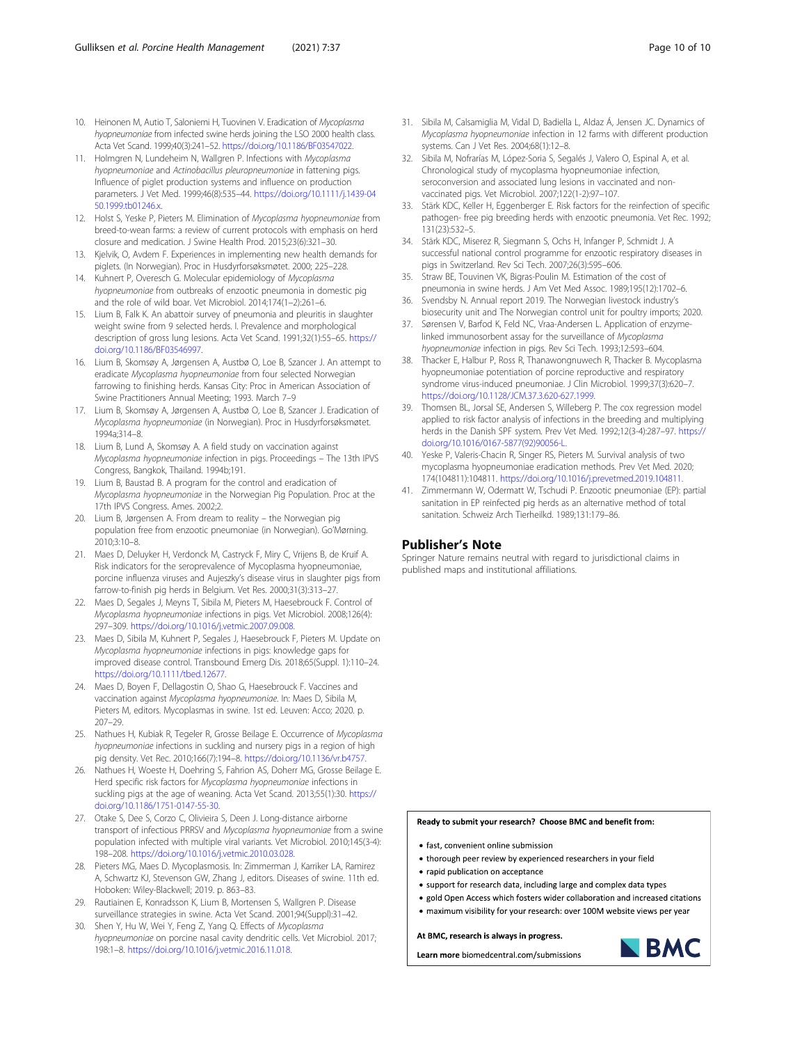10. Heinonen M, Autio T, Saloniemi H, Tuovinen V. Eradication of *Mycoplasma hyopneumoniae* from infected swine herds joining the LSO 2000 health class. Acta Vet Scand. 1999;40(3):241–52. https://doi.org/10.1186/BF03547022.
11. Holmgren N, Lundeheim N, Wallgren P. Infections with *Mycoplasma hyopneumoniae* and *Actinobacillus pleuropneumoniae* in fattening pigs. Influence of piglet production systems and influence on production parameters. J Vet Med. 1999;46(8):535–44. https://doi.org/10.1111/j.1439-0450.1999.tb01246.x.
12. Holst S, Yeske P, Pieters M. Elimination of *Mycoplasma hyopneumoniae* from breed-to-wean farms: a review of current protocols with emphasis on herd closure and medication. J Swine Health Prod. 2015;23(6):321–30.
13. Kjelvik, O, Avdem F. Experiences in implementing new health demands for piglets. (In Norwegian). Proc in Husdyrforsøksmøtet. 2000; 225–228.
14. Kuhnert P, Overesch G. Molecular epidemiology of *Mycoplasma hyopneumoniae* from outbreaks of enzootic pneumonia in domestic pig and the role of wild boar. Vet Microbiol. 2014;174(1–2):261–6.
15. Lium B, Falk K. An abattoir survey of pneumonia and pleuritis in slaughter weight swine from 9 selected herds. I. Prevalence and morphological description of gross lung lesions. Acta Vet Scand. 1991;32(1):55–65. https://doi.org/10.1186/BF03546997.
16. Lium B, Skomsøy A, Jørgensen A, Austbø O, Loe B, Szancer J. An attempt to eradicate *Mycoplasma hyopneumoniae* from four selected Norwegian farrowing to finishing herds. Kansas City: Proc in American Association of Swine Practitioners Annual Meeting; 1993. March 7–9
17. Lium B, Skomsøy A, Jørgensen A, Austbø O, Loe B, Szancer J. Eradication of *Mycoplasma hyopneumoniae* (in Norwegian). Proc in Husdyrforsøksmøtet. 1994a;314–8.
18. Lium B, Lund A, Skomsøy A. A field study on vaccination against *Mycoplasma hyopneumoniae* infection in pigs. Proceedings – The 13th IPVS Congress, Bangkok, Thailand. 1994b;191.
19. Lium B, Baustad B. A program for the control and eradication of *Mycoplasma hyopneumoniae* in the Norwegian Pig Population. Proc at the 17th IPVS Congress. Ames. 2002;2.
20. Lium B, Jørgensen A. From dream to reality – the Norwegian pig population free from enzootic pneumoniae (in Norwegian). Go'Mørning. 2010;3:10–8.
21. Maes D, Deluyker H, Verdonck M, Castryck F, Miry C, Vrijens B, de Kruif A. Risk indicators for the seroprevalence of Mycoplasma hyopneumoniae, porcine influenza viruses and Aujeszky's disease virus in slaughter pigs from farrow-to-finish pig herds in Belgium. Vet Res. 2000;31(3):313–27.
22. Maes D, Segales J, Meyns T, Sibila M, Pieters M, Haesebrouck F. Control of *Mycoplasma hyopneumoniae* infections in pigs. Vet Microbiol. 2008;126(4):297–309. https://doi.org/10.1016/j.vetmic.2007.09.008.
23. Maes D, Sibila M, Kuhnert P, Segales J, Haesebrouck F, Pieters M. Update on *Mycoplasma hyopneumoniae* infections in pigs: knowledge gaps for improved disease control. Transbound Emerg Dis. 2018;65(Suppl. 1):110–24. https://doi.org/10.1111/tbed.12677.
24. Maes D, Boyen F, Dellagostin O, Shao G, Haesebrouck F. Vaccines and vaccination against *Mycoplasma hyopneumoniae*. In: Maes D, Sibila M, Pieters M, editors. Mycoplasmas in swine. 1st ed. Leuven: Acco; 2020. p. 207–29.
25. Nathues H, Kubiak R, Tegeler R, Grosse Beilage E. Occurrence of *Mycoplasma hyopneumoniae* infections in suckling and nursery pigs in a region of high pig density. Vet Rec. 2010;166(7):194–8. https://doi.org/10.1136/vr.b4757.
26. Nathues H, Woeste H, Doehring S, Fahrion AS, Doherr MG, Grosse Beilage E. Herd specific risk factors for *Mycoplasma hyopneumoniae* infections in suckling pigs at the age of weaning. Acta Vet Scand. 2013;55(1):30. https://doi.org/10.1186/1751-0147-55-30.
27. Otake S, Dee S, Corzo C, Olivieira S, Deen J. Long-distance airborne transport of infectious PRRSV and *Mycoplasma hyopneumoniae* from a swine population infected with multiple viral variants. Vet Microbiol. 2010;145(3-4):198–208. https://doi.org/10.1016/j.vetmic.2010.03.028.
28. Pieters MG, Maes D. Mycoplasmosis. In: Zimmerman J, Karriker LA, Ramirez A, Schwartz KJ, Stevenson GW, Zhang J, editors. Diseases of swine. 11th ed. Hoboken: Wiley-Blackwell; 2019. p. 863–83.
29. Rautiainen E, Konradsson K, Lium B, Mortensen S, Wallgren P. Disease surveillance strategies in swine. Acta Vet Scand. 2001;94(Suppl):31–42.
30. Shen Y, Hu W, Wei Y, Feng Z, Yang Q. Effects of *Mycoplasma hyopneumoniae* on porcine nasal cavity dendritic cells. Vet Microbiol. 2017;198:1–8. https://doi.org/10.1016/j.vetmic.2016.11.018.
31. Sibila M, Calsamiglia M, Vidal D, Badiella L, Aldaz Á, Jensen JC. Dynamics of *Mycoplasma hyopneumoniae* infection in 12 farms with different production systems. Can J Vet Res. 2004;68(1):12–8.
32. Sibila M, Nofrarías M, López-Soria S, Segalés J, Valero O, Espinal A, et al. Chronological study of mycoplasma hyopneumoniae infection, seroconversion and associated lung lesions in vaccinated and non-vaccinated pigs. Vet Microbiol. 2007;122(1-2):97–107.
33. Stärk KDC, Keller H, Eggenberger E. Risk factors for the reinfection of specific pathogen- free pig breeding herds with enzootic pneumonia. Vet Rec. 1992;131(23):532–5.
34. Stärk KDC, Miserez R, Siegmann S, Ochs H, Infanger P, Schmidt J. A successful national control programme for enzootic respiratory diseases in pigs in Switzerland. Rev Sci Tech. 2007;26(3):595–606.
35. Straw BE, Touvinen VK, Bigras-Poulin M. Estimation of the cost of pneumonia in swine herds. J Am Vet Med Assoc. 1989;195(12):1702–6.
36. Svendsby N. Annual report 2019. The Norwegian livestock industry's biosecurity unit and The Norwegian control unit for poultry imports; 2020.
37. Sørensen V, Barfod K, Feld NC, Vraa-Andersen L. Application of enzyme-linked immunosorbent assay for the surveillance of *Mycoplasma hyopneumoniae* infection in pigs. Rev Sci Tech. 1993;12:593–604.
38. Thacker E, Halbur P, Ross R, Thanawongnuwech R, Thacker B. Mycoplasma hyopneumoniae potentiation of porcine reproductive and respiratory syndrome virus-induced pneumoniae. J Clin Microbiol. 1999;37(3):620–7. https://doi.org/10.1128/JCM.37.3.620-627.1999.
39. Thomsen BL, Jorsal SE, Andersen S, Willeberg P. The cox regression model applied to risk factor analysis of infections in the breeding and multiplying herds in the Danish SPF system. Prev Vet Med. 1992;12(3-4):287–97. https://doi.org/10.1016/0167-5877(92)90056-L.
40. Yeske P, Valeris-Chacin R, Singer RS, Pieters M. Survival analysis of two mycoplasma hyopneumoniae eradication methods. Prev Vet Med. 2020;174(104811):104811. https://doi.org/10.1016/j.prevetmed.2019.104811.
41. Zimmermann W, Odermatt W, Tschudi P. Enzootic pneumoniae (EP): partial sanitation in EP reinfected pig herds as an alternative method of total sanitation. Schweiz Arch Tierheilkd. 1989;131:179–86.

## Publisher's Note

Springer Nature remains neutral with regard to jurisdictional claims in published maps and institutional affiliations.

**Ready to submit your research? Choose BMC and benefit from:**

- fast, convenient online submission
- thorough peer review by experienced researchers in your field
- rapid publication on acceptance
- support for research data, including large and complex data types
- gold Open Access which fosters wider collaboration and increased citations
- maximum visibility for your research: over 100M website views per year

**At BMC, research is always in progress.**

**Learn more** biomedcentral.com/submissions

BMC